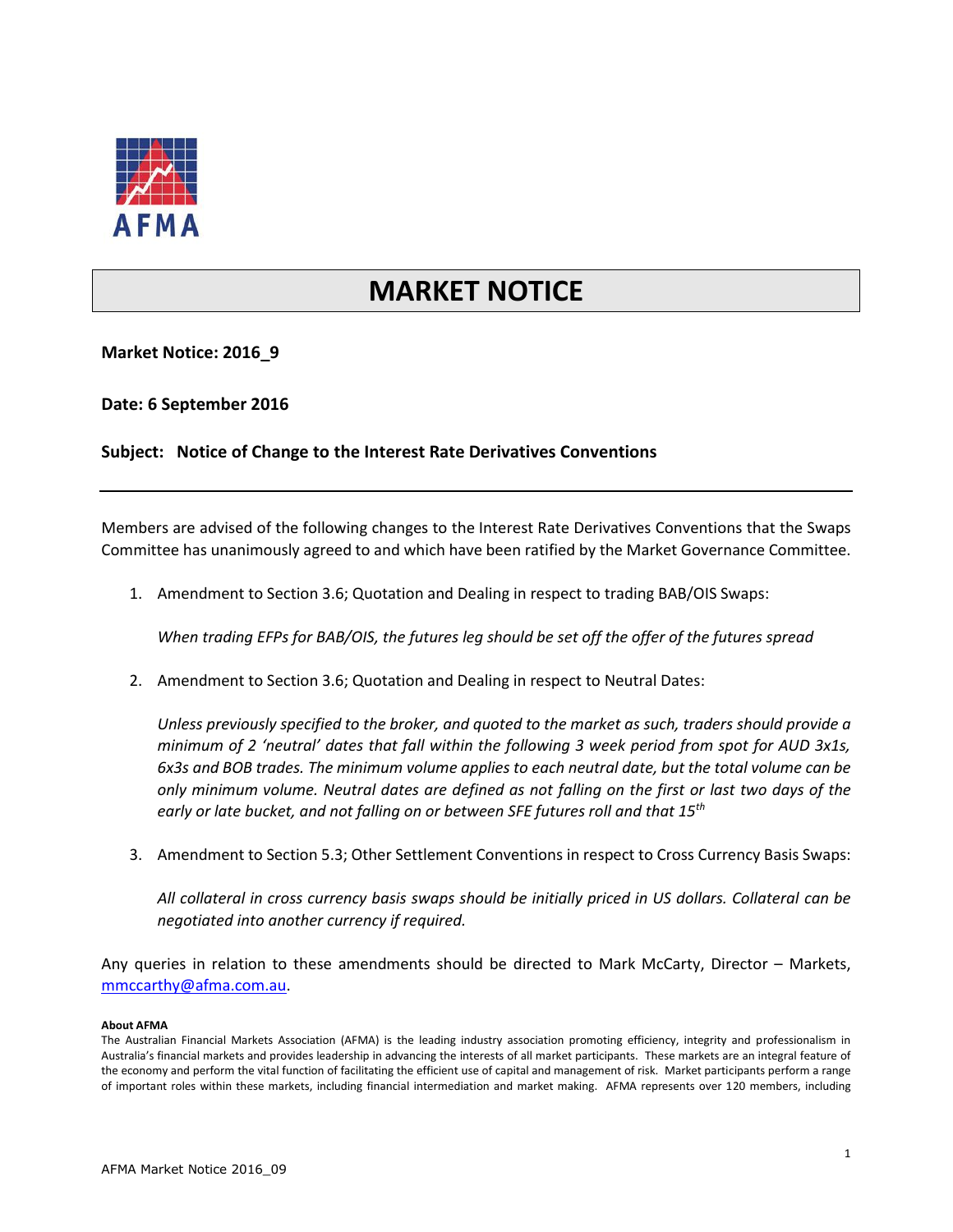AFMA

# MARKET NOTICE

**Market Notice: 2016_9**

**Date: 6 September 2016**

**Subject: Notice of Change to the Interest Rate Derivatives Conventions**

---

Members are advised of the following changes to the Interest Rate Derivatives Conventions that the Swaps Committee has unanimously agreed to and which have been ratified by the Market Governance Committee.

1. Amendment to Section 3.6; Quotation and Dealing in respect to trading BAB/OIS Swaps:

   *When trading EFPs for BAB/OIS, the futures leg should be set off the offer of the futures spread*

2. Amendment to Section 3.6; Quotation and Dealing in respect to Neutral Dates:

   *Unless previously specified to the broker, and quoted to the market as such, traders should provide a minimum of 2 'neutral' dates that fall within the following 3 week period from spot for AUD 3x1s, 6x3s and BOB trades. The minimum volume applies to each neutral date, but the total volume can be only minimum volume. Neutral dates are defined as not falling on the first or last two days of the early or late bucket, and not falling on or between SFE futures roll and that 15th*

3. Amendment to Section 5.3; Other Settlement Conventions in respect to Cross Currency Basis Swaps:

   *All collateral in cross currency basis swaps should be initially priced in US dollars. Collateral can be negotiated into another currency if required.*

Any queries in relation to these amendments should be directed to Mark McCarty, Director – Markets, mmccarthy@afma.com.au.

**About AFMA**

The Australian Financial Markets Association (AFMA) is the leading industry association promoting efficiency, integrity and professionalism in Australia's financial markets and provides leadership in advancing the interests of all market participants. These markets are an integral feature of the economy and perform the vital function of facilitating the efficient use of capital and management of risk. Market participants perform a range of important roles within these markets, including financial intermediation and market making. AFMA represents over 120 members, including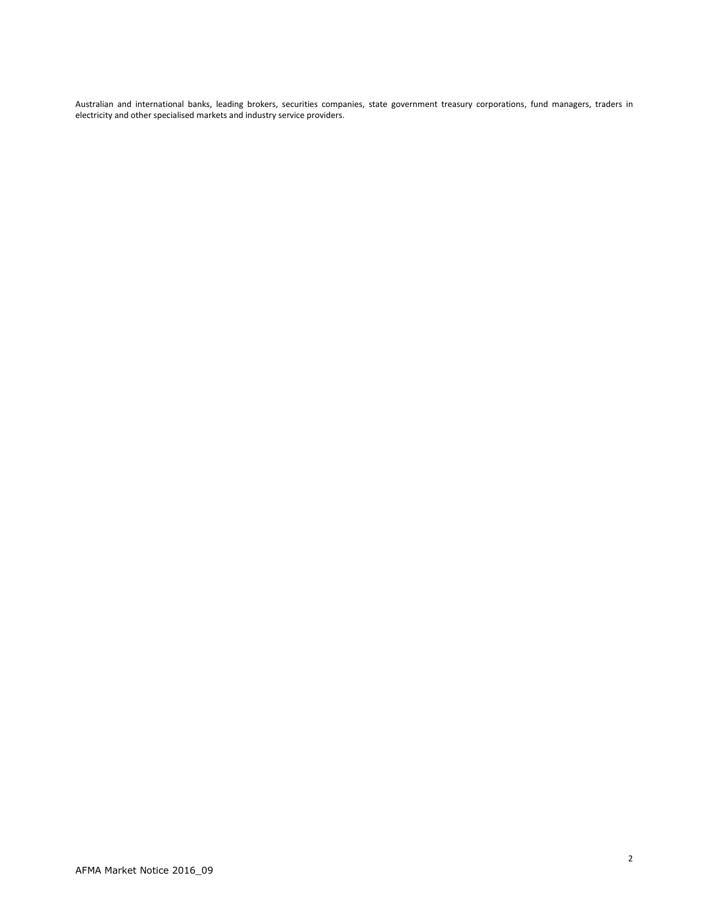Australian and international banks, leading brokers, securities companies, state government treasury corporations, fund managers, traders in electricity and other specialised markets and industry service providers.